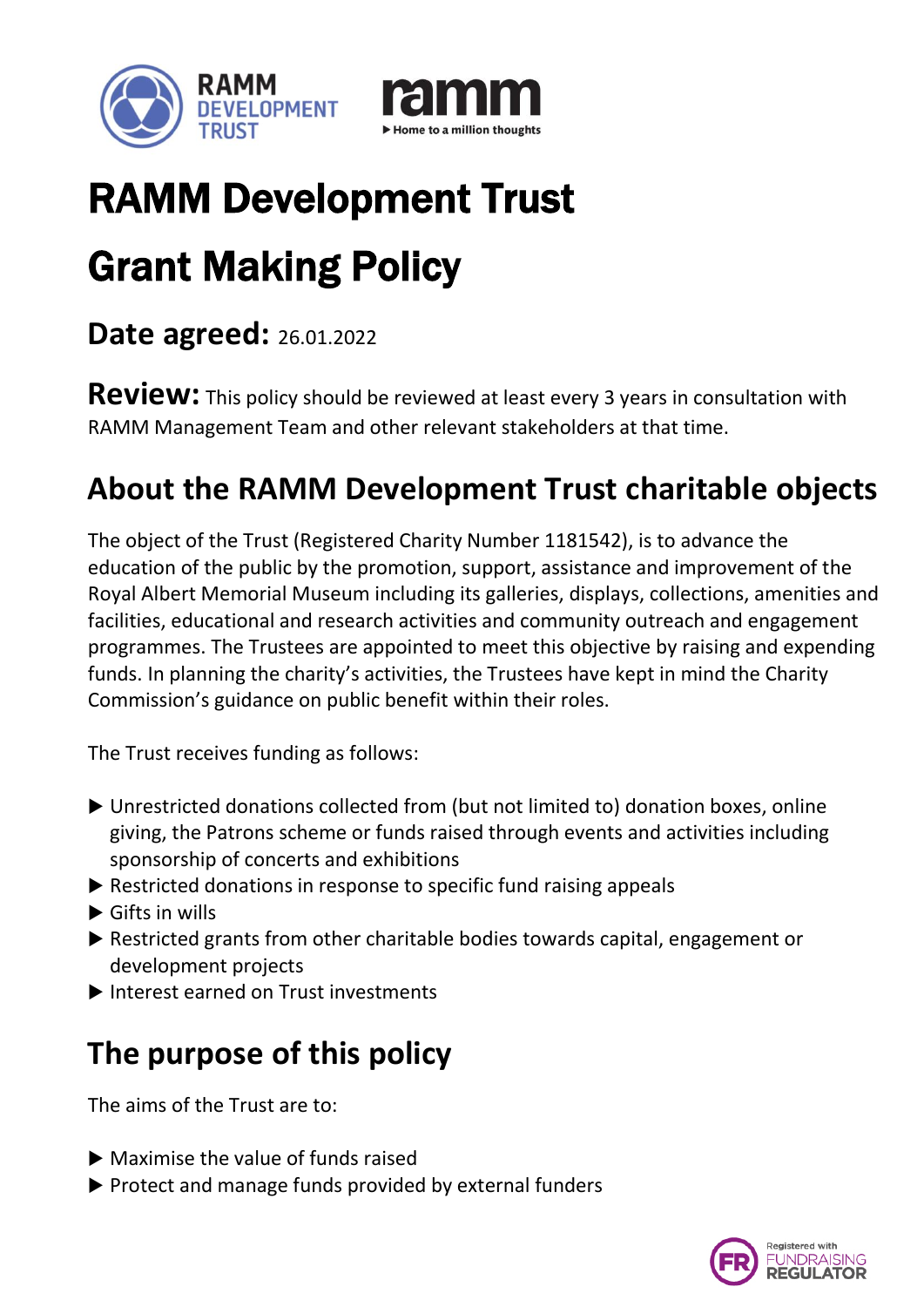# RAMM Development Trust

# Grant Making Policy

## Date agreed: 26.01.2022

**Review:** This policy should be reviewed at least every 3 years in consultation with RAMM Management Team and other relevant stakeholders at that time.

## About the RAMM Development Trust charitable objects

The object of the Trust (Registered Charity Number 1181542), is to advance the education of the public by the promotion, support, assistance and improvement of the Royal Albert Memorial Museum including its galleries, displays, collections, amenities and facilities, educational and research activities and community outreach and engagement programmes. The Trustees are appointed to meet this objective by raising and expending funds. In planning the charity's activities, the Trustees have kept in mind the Charity Commission's guidance on public benefit within their roles.

The Trust receives funding as follows:

- Unrestricted donations collected from (but not limited to) donation boxes, online giving, the Patrons scheme or funds raised through events and activities including sponsorship of concerts and exhibitions
- Restricted donations in response to specific fund raising appeals
- Gifts in wills
- Restricted grants from other charitable bodies towards capital, engagement or development projects
- Interest earned on Trust investments

## The purpose of this policy

The aims of the Trust are to:

- Maximise the value of funds raised
- Protect and manage funds provided by external funders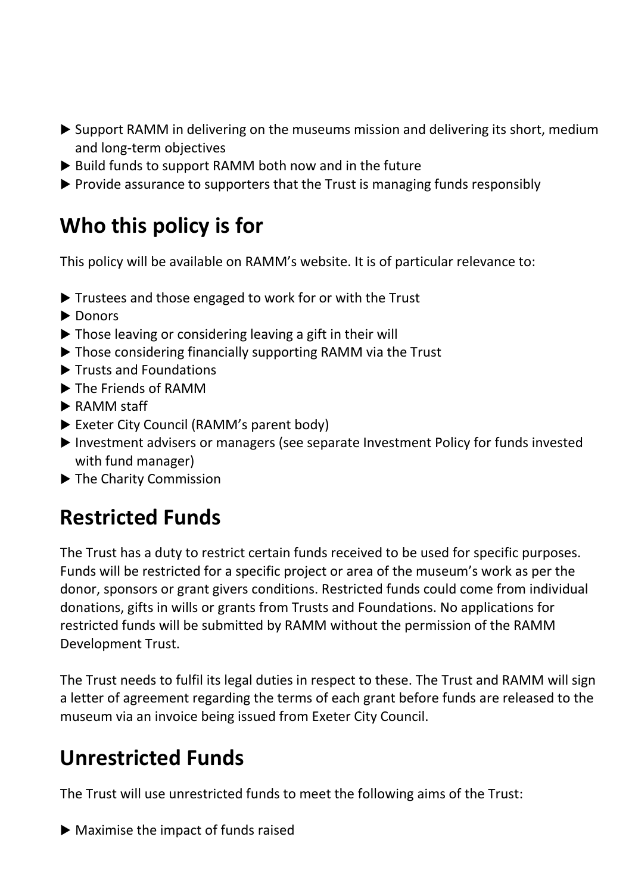- Support RAMM in delivering on the museums mission and delivering its short, medium and long-term objectives
- Build funds to support RAMM both now and in the future
- Provide assurance to supporters that the Trust is managing funds responsibly

## Who this policy is for

This policy will be available on RAMM's website. It is of particular relevance to:

- Trustees and those engaged to work for or with the Trust
- Donors
- Those leaving or considering leaving a gift in their will
- Those considering financially supporting RAMM via the Trust
- Trusts and Foundations
- The Friends of RAMM
- RAMM staff
- Exeter City Council (RAMM's parent body)
- Investment advisers or managers (see separate Investment Policy for funds invested with fund manager)
- The Charity Commission

## Restricted Funds

The Trust has a duty to restrict certain funds received to be used for specific purposes. Funds will be restricted for a specific project or area of the museum's work as per the donor, sponsors or grant givers conditions. Restricted funds could come from individual donations, gifts in wills or grants from Trusts and Foundations. No applications for restricted funds will be submitted by RAMM without the permission of the RAMM Development Trust.

The Trust needs to fulfil its legal duties in respect to these. The Trust and RAMM will sign a letter of agreement regarding the terms of each grant before funds are released to the museum via an invoice being issued from Exeter City Council.

## Unrestricted Funds

The Trust will use unrestricted funds to meet the following aims of the Trust:

- Maximise the impact of funds raised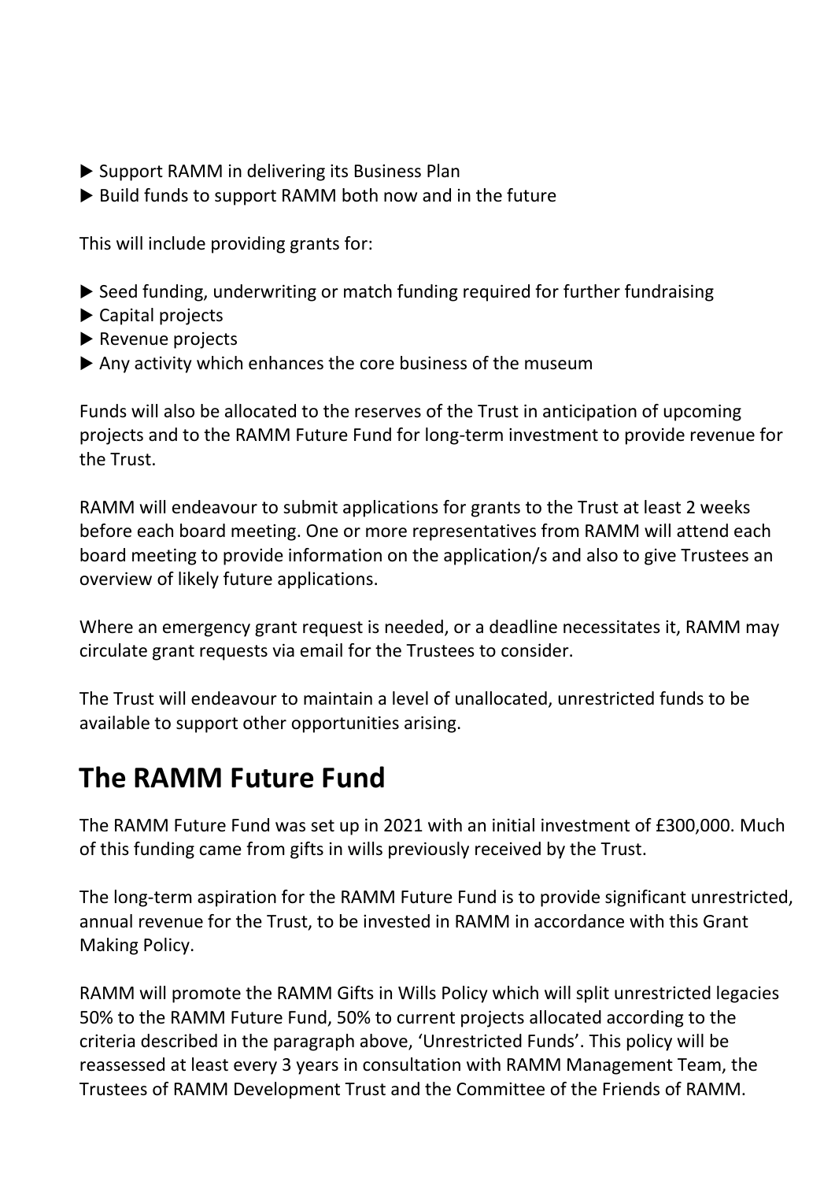- Support RAMM in delivering its Business Plan
- Build funds to support RAMM both now and in the future

This will include providing grants for:

- Seed funding, underwriting or match funding required for further fundraising
- Capital projects
- Revenue projects
- Any activity which enhances the core business of the museum

Funds will also be allocated to the reserves of the Trust in anticipation of upcoming projects and to the RAMM Future Fund for long-term investment to provide revenue for the Trust.

RAMM will endeavour to submit applications for grants to the Trust at least 2 weeks before each board meeting. One or more representatives from RAMM will attend each board meeting to provide information on the application/s and also to give Trustees an overview of likely future applications.

Where an emergency grant request is needed, or a deadline necessitates it, RAMM may circulate grant requests via email for the Trustees to consider.

The Trust will endeavour to maintain a level of unallocated, unrestricted funds to be available to support other opportunities arising.

## The RAMM Future Fund

The RAMM Future Fund was set up in 2021 with an initial investment of £300,000. Much of this funding came from gifts in wills previously received by the Trust.

The long-term aspiration for the RAMM Future Fund is to provide significant unrestricted, annual revenue for the Trust, to be invested in RAMM in accordance with this Grant Making Policy.

RAMM will promote the RAMM Gifts in Wills Policy which will split unrestricted legacies 50% to the RAMM Future Fund, 50% to current projects allocated according to the criteria described in the paragraph above, 'Unrestricted Funds'. This policy will be reassessed at least every 3 years in consultation with RAMM Management Team, the Trustees of RAMM Development Trust and the Committee of the Friends of RAMM.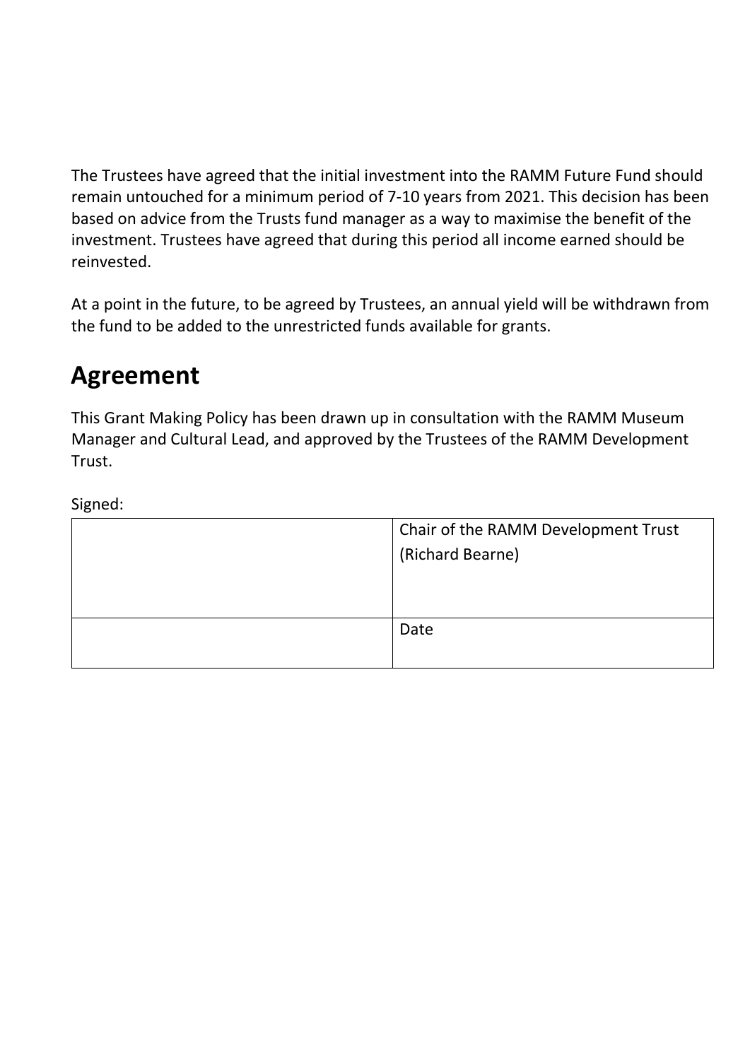The Trustees have agreed that the initial investment into the RAMM Future Fund should remain untouched for a minimum period of 7-10 years from 2021. This decision has been based on advice from the Trusts fund manager as a way to maximise the benefit of the investment. Trustees have agreed that during this period all income earned should be reinvested.

At a point in the future, to be agreed by Trustees, an annual yield will be withdrawn from the fund to be added to the unrestricted funds available for grants.

## Agreement

This Grant Making Policy has been drawn up in consultation with the RAMM Museum Manager and Cultural Lead, and approved by the Trustees of the RAMM Development Trust.

Signed:

| | |
|---|---|
| | Chair of the RAMM Development Trust (Richard Bearne) |
| | Date |